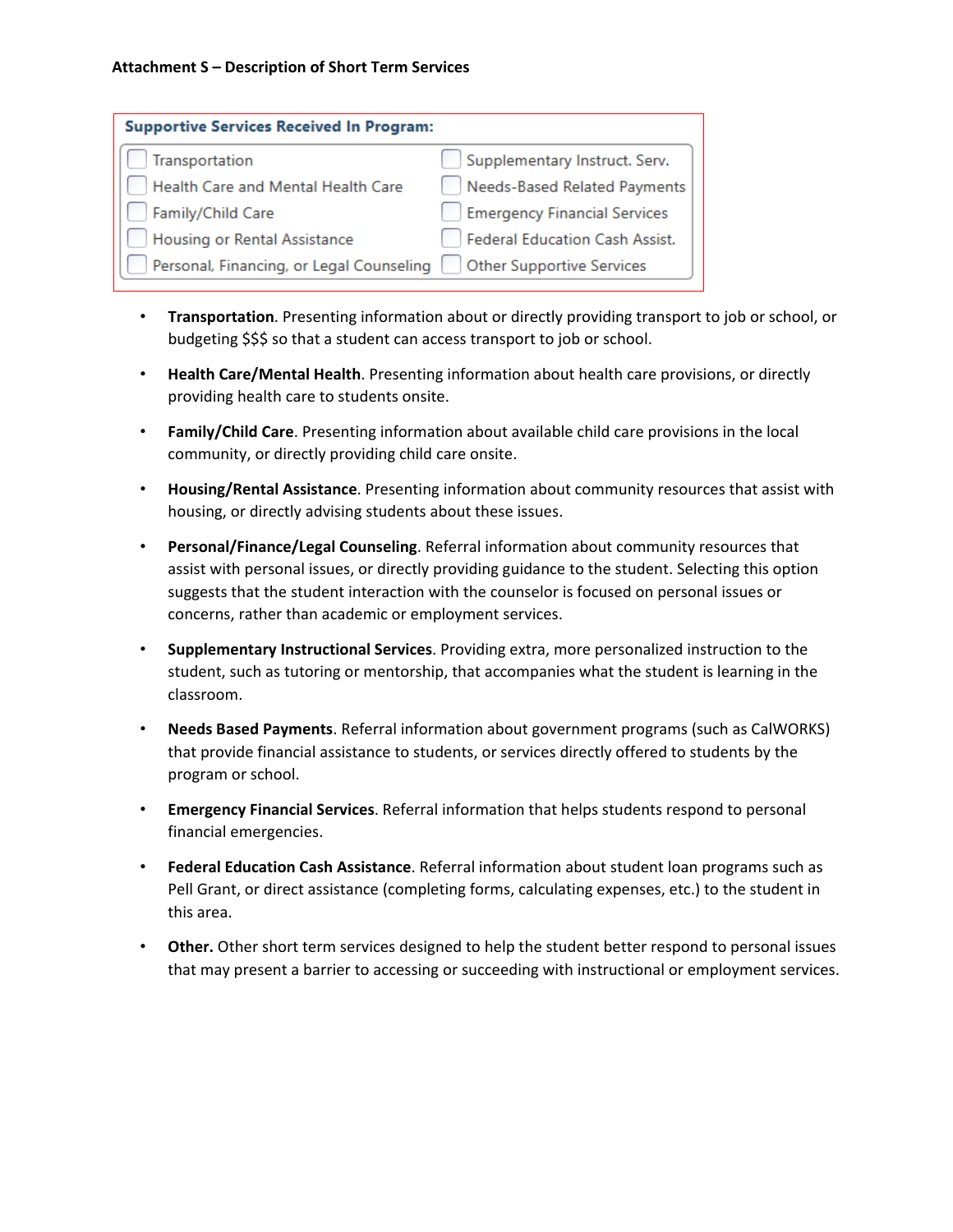**Attachment S – Description of Short Term Services**

**Supportive Services Received In Program:**

| | |
|---|---|
| ☐ Transportation | ☐ Supplementary Instruct. Serv. |
| ☐ Health Care and Mental Health Care | ☐ Needs-Based Related Payments |
| ☐ Family/Child Care | ☐ Emergency Financial Services |
| ☐ Housing or Rental Assistance | ☐ Federal Education Cash Assist. |
| ☐ Personal, Financing, or Legal Counseling | ☐ Other Supportive Services |

- **Transportation**. Presenting information about or directly providing transport to job or school, or budgeting $$$ so that a student can access transport to job or school.
- **Health Care/Mental Health**. Presenting information about health care provisions, or directly providing health care to students onsite.
- **Family/Child Care**. Presenting information about available child care provisions in the local community, or directly providing child care onsite.
- **Housing/Rental Assistance**. Presenting information about community resources that assist with housing, or directly advising students about these issues.
- **Personal/Finance/Legal Counseling**. Referral information about community resources that assist with personal issues, or directly providing guidance to the student. Selecting this option suggests that the student interaction with the counselor is focused on personal issues or concerns, rather than academic or employment services.
- **Supplementary Instructional Services**. Providing extra, more personalized instruction to the student, such as tutoring or mentorship, that accompanies what the student is learning in the classroom.
- **Needs Based Payments**. Referral information about government programs (such as CalWORKS) that provide financial assistance to students, or services directly offered to students by the program or school.
- **Emergency Financial Services**. Referral information that helps students respond to personal financial emergencies.
- **Federal Education Cash Assistance**. Referral information about student loan programs such as Pell Grant, or direct assistance (completing forms, calculating expenses, etc.) to the student in this area.
- **Other.** Other short term services designed to help the student better respond to personal issues that may present a barrier to accessing or succeeding with instructional or employment services.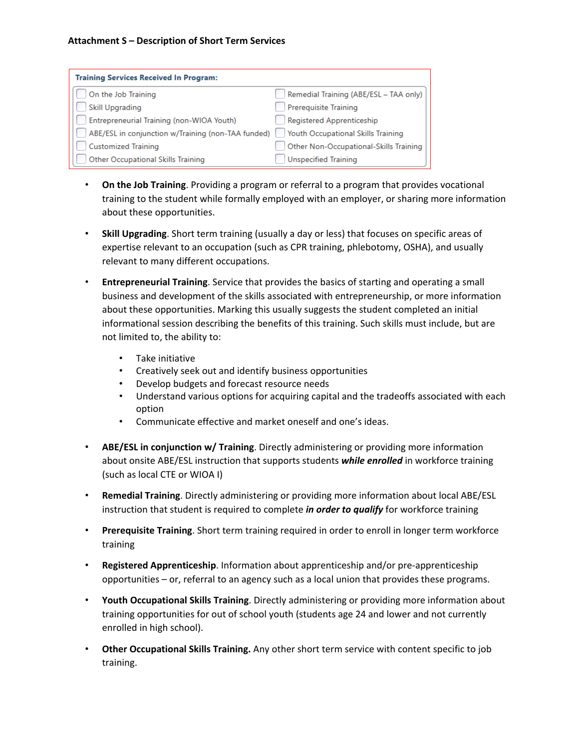**Attachment S – Description of Short Term Services**

| Training Services Received In Program: | |
|---|---|
| ☐ On the Job Training | ☐ Remedial Training (ABE/ESL – TAA only) |
| ☐ Skill Upgrading | ☐ Prerequisite Training |
| ☐ Entrepreneurial Training (non-WIOA Youth) | ☐ Registered Apprenticeship |
| ☐ ABE/ESL in conjunction w/Training (non-TAA funded) | ☐ Youth Occupational Skills Training |
| ☐ Customized Training | ☐ Other Non-Occupational-Skills Training |
| ☐ Other Occupational Skills Training | ☐ Unspecified Training |

- **On the Job Training**. Providing a program or referral to a program that provides vocational training to the student while formally employed with an employer, or sharing more information about these opportunities.

- **Skill Upgrading**. Short term training (usually a day or less) that focuses on specific areas of expertise relevant to an occupation (such as CPR training, phlebotomy, OSHA), and usually relevant to many different occupations.

- **Entrepreneurial Training**. Service that provides the basics of starting and operating a small business and development of the skills associated with entrepreneurship, or more information about these opportunities. Marking this usually suggests the student completed an initial informational session describing the benefits of this training. Such skills must include, but are not limited to, the ability to:
  - Take initiative
  - Creatively seek out and identify business opportunities
  - Develop budgets and forecast resource needs
  - Understand various options for acquiring capital and the tradeoffs associated with each option
  - Communicate effective and market oneself and one's ideas.

- **ABE/ESL in conjunction w/ Training**. Directly administering or providing more information about onsite ABE/ESL instruction that supports students ***while enrolled*** in workforce training (such as local CTE or WIOA I)

- **Remedial Training**. Directly administering or providing more information about local ABE/ESL instruction that student is required to complete ***in order to qualify*** for workforce training

- **Prerequisite Training**. Short term training required in order to enroll in longer term workforce training

- **Registered Apprenticeship**. Information about apprenticeship and/or pre-apprenticeship opportunities – or, referral to an agency such as a local union that provides these programs.

- **Youth Occupational Skills Training**. Directly administering or providing more information about training opportunities for out of school youth (students age 24 and lower and not currently enrolled in high school).

- **Other Occupational Skills Training.** Any other short term service with content specific to job training.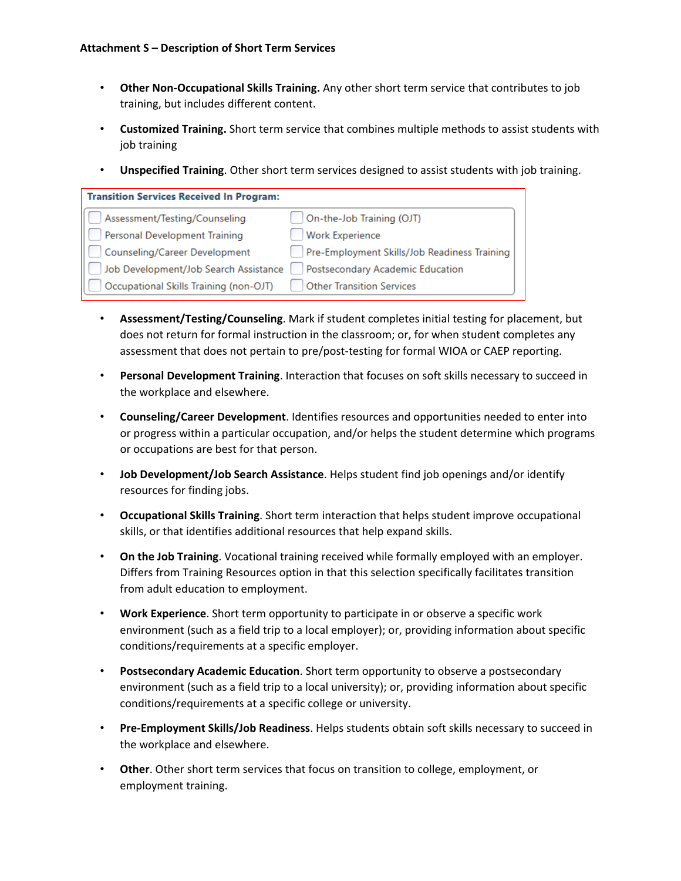**Attachment S – Description of Short Term Services**

- **Other Non-Occupational Skills Training.** Any other short term service that contributes to job training, but includes different content.
- **Customized Training.** Short term service that combines multiple methods to assist students with job training
- **Unspecified Training**. Other short term services designed to assist students with job training.

**Transition Services Received In Program:**

| | |
|---|---|
| ☐ Assessment/Testing/Counseling | ☐ On-the-Job Training (OJT) |
| ☐ Personal Development Training | ☐ Work Experience |
| ☐ Counseling/Career Development | ☐ Pre-Employment Skills/Job Readiness Training |
| ☐ Job Development/Job Search Assistance | ☐ Postsecondary Academic Education |
| ☐ Occupational Skills Training (non-OJT) | ☐ Other Transition Services |

- **Assessment/Testing/Counseling**. Mark if student completes initial testing for placement, but does not return for formal instruction in the classroom; or, for when student completes any assessment that does not pertain to pre/post-testing for formal WIOA or CAEP reporting.
- **Personal Development Training**. Interaction that focuses on soft skills necessary to succeed in the workplace and elsewhere.
- **Counseling/Career Development**. Identifies resources and opportunities needed to enter into or progress within a particular occupation, and/or helps the student determine which programs or occupations are best for that person.
- **Job Development/Job Search Assistance**. Helps student find job openings and/or identify resources for finding jobs.
- **Occupational Skills Training**. Short term interaction that helps student improve occupational skills, or that identifies additional resources that help expand skills.
- **On the Job Training**. Vocational training received while formally employed with an employer. Differs from Training Resources option in that this selection specifically facilitates transition from adult education to employment.
- **Work Experience**. Short term opportunity to participate in or observe a specific work environment (such as a field trip to a local employer); or, providing information about specific conditions/requirements at a specific employer.
- **Postsecondary Academic Education**. Short term opportunity to observe a postsecondary environment (such as a field trip to a local university); or, providing information about specific conditions/requirements at a specific college or university.
- **Pre-Employment Skills/Job Readiness**. Helps students obtain soft skills necessary to succeed in the workplace and elsewhere.
- **Other**. Other short term services that focus on transition to college, employment, or employment training.